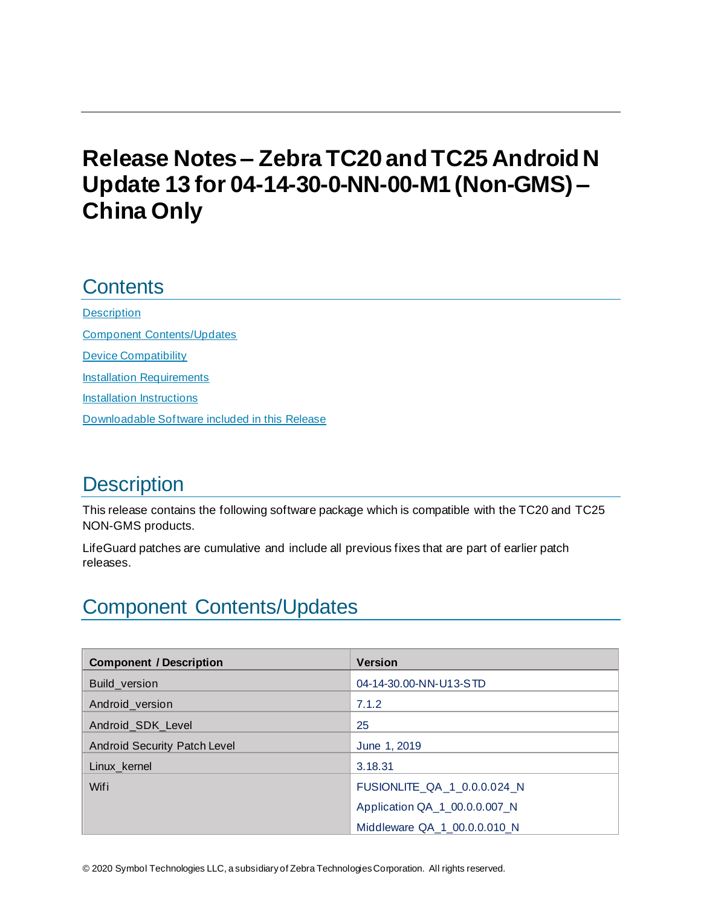# Release Notes – Zebra TC20 and TC25 Android N Update 13 for 04-14-30-0-NN-00-M1 (Non-GMS) – China Only

## Contents

[Description](#description)

[Component Contents/Updates](#component-contentsupdates)

[Device Compatibility](#device-compatibility)

[Installation Requirements](#installation-requirements)

[Installation Instructions](#installation-instructions)

[Downloadable Software included in this Release](#downloadable-software-included-in-this-release)

## Description

This release contains the following software package which is compatible with the TC20 and TC25 NON-GMS products.

LifeGuard patches are cumulative and include all previous fixes that are part of earlier patch releases.

## Component Contents/Updates

| Component / Description | Version |
|---|---|
| Build_version | 04-14-30.00-NN-U13-STD |
| Android_version | 7.1.2 |
| Android_SDK_Level | 25 |
| Android Security Patch Level | June 1, 2019 |
| Linux_kernel | 3.18.31 |
| Wifi | FUSIONLITE_QA_1_0.0.0.024_N<br>Application QA_1_00.0.0.007_N<br>Middleware QA_1_00.0.0.010_N |

© 2020 Symbol Technologies LLC, a subsidiary of Zebra Technologies Corporation. All rights reserved.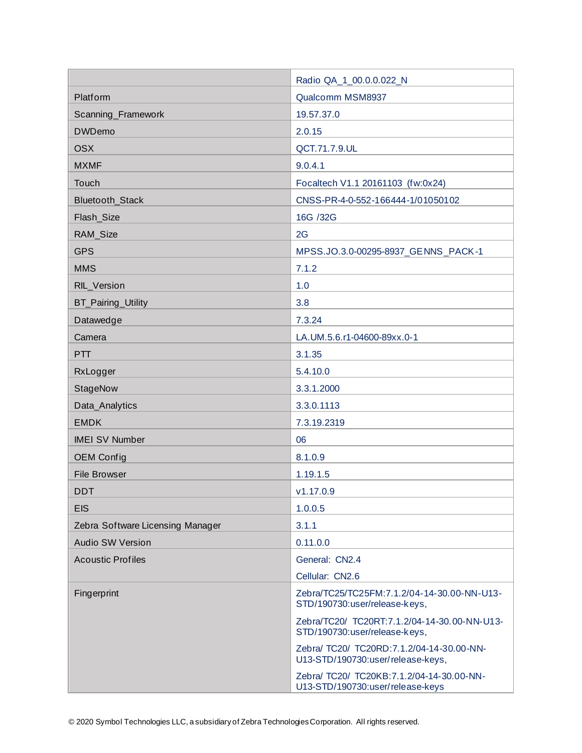| | |
|---|---|
| | Radio QA_1_00.0.0.022_N |
| Platform | Qualcomm MSM8937 |
| Scanning_Framework | 19.57.37.0 |
| DWDemo | 2.0.15 |
| OSX | QCT.71.7.9.UL |
| MXMF | 9.0.4.1 |
| Touch | Focaltech V1.1 20161103 (fw:0x24) |
| Bluetooth_Stack | CNSS-PR-4-0-552-166444-1/01050102 |
| Flash_Size | 16G /32G |
| RAM_Size | 2G |
| GPS | MPSS.JO.3.0-00295-8937_GENNS_PACK-1 |
| MMS | 7.1.2 |
| RIL_Version | 1.0 |
| BT_Pairing_Utility | 3.8 |
| Datawedge | 7.3.24 |
| Camera | LA.UM.5.6.r1-04600-89xx.0-1 |
| PTT | 3.1.35 |
| RxLogger | 5.4.10.0 |
| StageNow | 3.3.1.2000 |
| Data_Analytics | 3.3.0.1113 |
| EMDK | 7.3.19.2319 |
| IMEI SV Number | 06 |
| OEM Config | 8.1.0.9 |
| File Browser | 1.19.1.5 |
| DDT | v1.17.0.9 |
| EIS | 1.0.0.5 |
| Zebra Software Licensing Manager | 3.1.1 |
| Audio SW Version | 0.11.0.0 |
| Acoustic Profiles | General: CN2.4<br>Cellular: CN2.6 |
| Fingerprint | Zebra/TC25/TC25FM:7.1.2/04-14-30.00-NN-U13-STD/190730:user/release-keys,<br>Zebra/TC20/ TC20RT:7.1.2/04-14-30.00-NN-U13-STD/190730:user/release-keys,<br>Zebra/ TC20/ TC20RD:7.1.2/04-14-30.00-NN-U13-STD/190730:user/release-keys,<br>Zebra/ TC20/ TC20KB:7.1.2/04-14-30.00-NN-U13-STD/190730:user/release-keys |

© 2020 Symbol Technologies LLC, a subsidiary of Zebra Technologies Corporation. All rights reserved.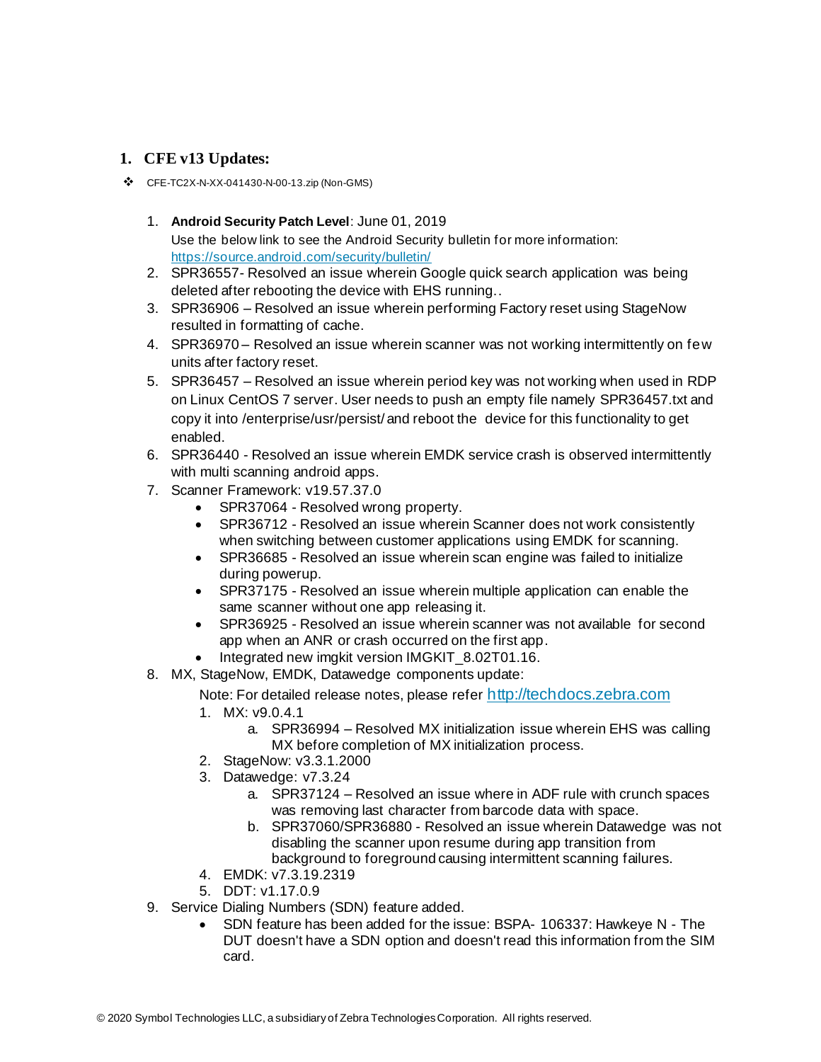## 1. CFE v13 Updates:

- CFE-TC2X-N-XX-041430-N-00-13.zip (Non-GMS)

1. **Android Security Patch Level**: June 01, 2019
   Use the below link to see the Android Security bulletin for more information: https://source.android.com/security/bulletin/
2. SPR36557- Resolved an issue wherein Google quick search application was being deleted after rebooting the device with EHS running..
3. SPR36906 – Resolved an issue wherein performing Factory reset using StageNow resulted in formatting of cache.
4. SPR36970 – Resolved an issue wherein scanner was not working intermittently on few units after factory reset.
5. SPR36457 – Resolved an issue wherein period key was not working when used in RDP on Linux CentOS 7 server. User needs to push an empty file namely SPR36457.txt and copy it into /enterprise/usr/persist/ and reboot the device for this functionality to get enabled.
6. SPR36440 - Resolved an issue wherein EMDK service crash is observed intermittently with multi scanning android apps.
7. Scanner Framework: v19.57.37.0
   - SPR37064 - Resolved wrong property.
   - SPR36712 - Resolved an issue wherein Scanner does not work consistently when switching between customer applications using EMDK for scanning.
   - SPR36685 - Resolved an issue wherein scan engine was failed to initialize during powerup.
   - SPR37175 - Resolved an issue wherein multiple application can enable the same scanner without one app releasing it.
   - SPR36925 - Resolved an issue wherein scanner was not available for second app when an ANR or crash occurred on the first app.
   - Integrated new imgkit version IMGKIT_8.02T01.16.
8. MX, StageNow, EMDK, Datawedge components update:

   Note: For detailed release notes, please refer http://techdocs.zebra.com

   1. MX: v9.0.4.1
      a. SPR36994 – Resolved MX initialization issue wherein EHS was calling MX before completion of MX initialization process.
   2. StageNow: v3.3.1.2000
   3. Datawedge: v7.3.24
      a. SPR37124 – Resolved an issue where in ADF rule with crunch spaces was removing last character from barcode data with space.
      b. SPR37060/SPR36880 - Resolved an issue wherein Datawedge was not disabling the scanner upon resume during app transition from background to foreground causing intermittent scanning failures.
   4. EMDK: v7.3.19.2319
   5. DDT: v1.17.0.9
9. Service Dialing Numbers (SDN) feature added.
   - SDN feature has been added for the issue: BSPA- 106337: Hawkeye N - The DUT doesn't have a SDN option and doesn't read this information from the SIM card.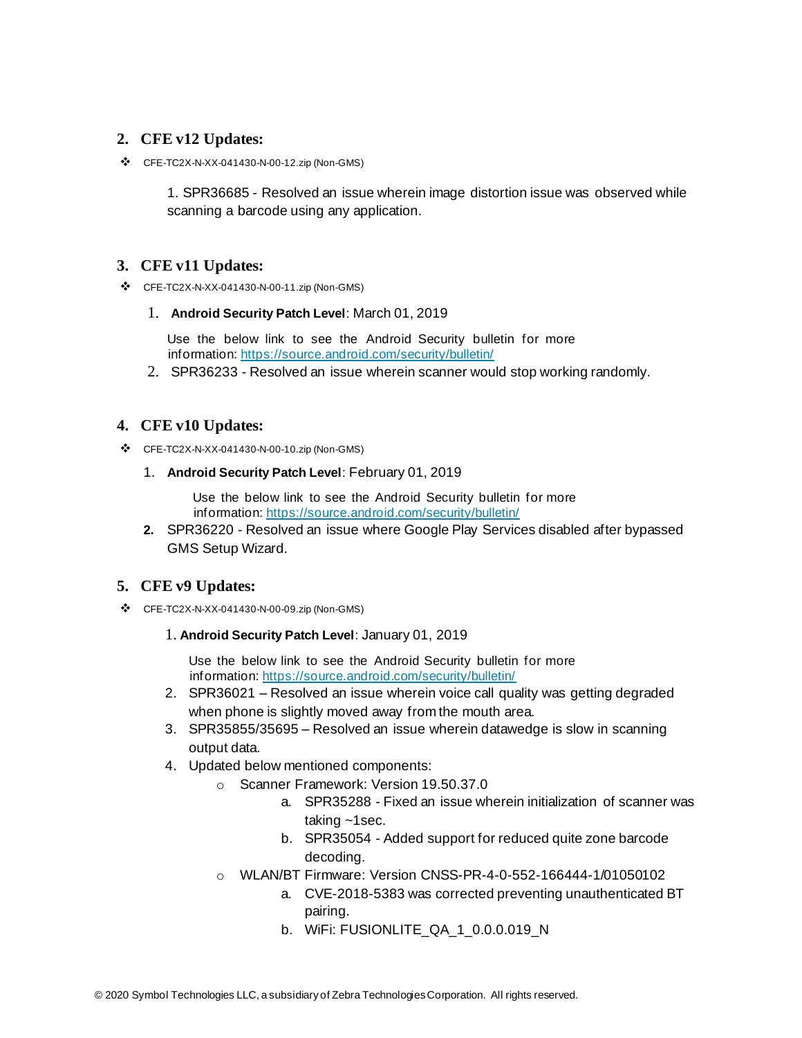## 2. CFE v12 Updates:

- CFE-TC2X-N-XX-041430-N-00-12.zip (Non-GMS)

  1. SPR36685 - Resolved an issue wherein image distortion issue was observed while scanning a barcode using any application.

## 3. CFE v11 Updates:

- CFE-TC2X-N-XX-041430-N-00-11.zip (Non-GMS)

  1. **Android Security Patch Level**: March 01, 2019

     Use the below link to see the Android Security bulletin for more information: [https://source.android.com/security/bulletin/](https://source.android.com/security/bulletin/)

  2. SPR36233 - Resolved an issue wherein scanner would stop working randomly.

## 4. CFE v10 Updates:

- CFE-TC2X-N-XX-041430-N-00-10.zip (Non-GMS)

  1. **Android Security Patch Level**: February 01, 2019

     Use the below link to see the Android Security bulletin for more information: [https://source.android.com/security/bulletin/](https://source.android.com/security/bulletin/)

  2. SPR36220 - Resolved an issue where Google Play Services disabled after bypassed GMS Setup Wizard.

## 5. CFE v9 Updates:

- CFE-TC2X-N-XX-041430-N-00-09.zip (Non-GMS)

  1. **Android Security Patch Level**: January 01, 2019

     Use the below link to see the Android Security bulletin for more information: [https://source.android.com/security/bulletin/](https://source.android.com/security/bulletin/)

  2. SPR36021 – Resolved an issue wherein voice call quality was getting degraded when phone is slightly moved away from the mouth area.
  3. SPR35855/35695 – Resolved an issue wherein datawedge is slow in scanning output data.
  4. Updated below mentioned components:
     - Scanner Framework: Version 19.50.37.0
       a. SPR35288 - Fixed an issue wherein initialization of scanner was taking ~1sec.
       b. SPR35054 - Added support for reduced quite zone barcode decoding.
     - WLAN/BT Firmware: Version CNSS-PR-4-0-552-166444-1/01050102
       a. CVE-2018-5383 was corrected preventing unauthenticated BT pairing.
       b. WiFi: FUSIONLITE_QA_1_0.0.0.019_N

© 2020 Symbol Technologies LLC, a subsidiary of Zebra Technologies Corporation. All rights reserved.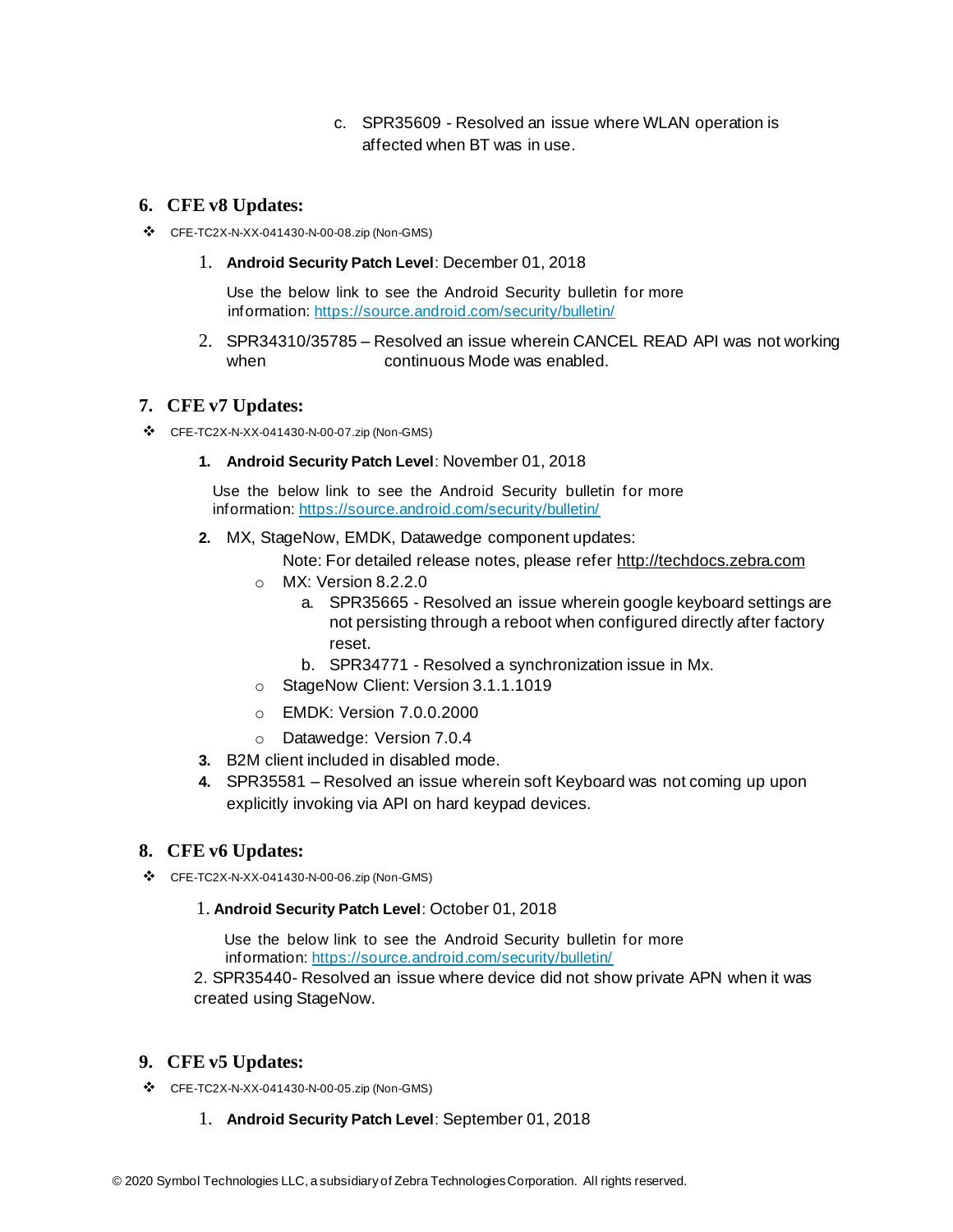c. SPR35609 - Resolved an issue where WLAN operation is affected when BT was in use.

## 6. CFE v8 Updates:

- CFE-TC2X-N-XX-041430-N-00-08.zip (Non-GMS)

1. **Android Security Patch Level**: December 01, 2018

   Use the below link to see the Android Security bulletin for more information: https://source.android.com/security/bulletin/

2. SPR34310/35785 – Resolved an issue wherein CANCEL READ API was not working when continuous Mode was enabled.

## 7. CFE v7 Updates:

- CFE-TC2X-N-XX-041430-N-00-07.zip (Non-GMS)

1. **Android Security Patch Level**: November 01, 2018

   Use the below link to see the Android Security bulletin for more information: https://source.android.com/security/bulletin/

2. MX, StageNow, EMDK, Datawedge component updates:

   Note: For detailed release notes, please refer http://techdocs.zebra.com

   - MX: Version 8.2.2.0
     a. SPR35665 - Resolved an issue wherein google keyboard settings are not persisting through a reboot when configured directly after factory reset.
     b. SPR34771 - Resolved a synchronization issue in Mx.
   - StageNow Client: Version 3.1.1.1019
   - EMDK: Version 7.0.0.2000
   - Datawedge: Version 7.0.4

3. B2M client included in disabled mode.
4. SPR35581 – Resolved an issue wherein soft Keyboard was not coming up upon explicitly invoking via API on hard keypad devices.

## 8. CFE v6 Updates:

- CFE-TC2X-N-XX-041430-N-00-06.zip (Non-GMS)

1. **Android Security Patch Level**: October 01, 2018

   Use the below link to see the Android Security bulletin for more information: https://source.android.com/security/bulletin/

2. SPR35440- Resolved an issue where device did not show private APN when it was created using StageNow.

## 9. CFE v5 Updates:

- CFE-TC2X-N-XX-041430-N-00-05.zip (Non-GMS)

1. **Android Security Patch Level**: September 01, 2018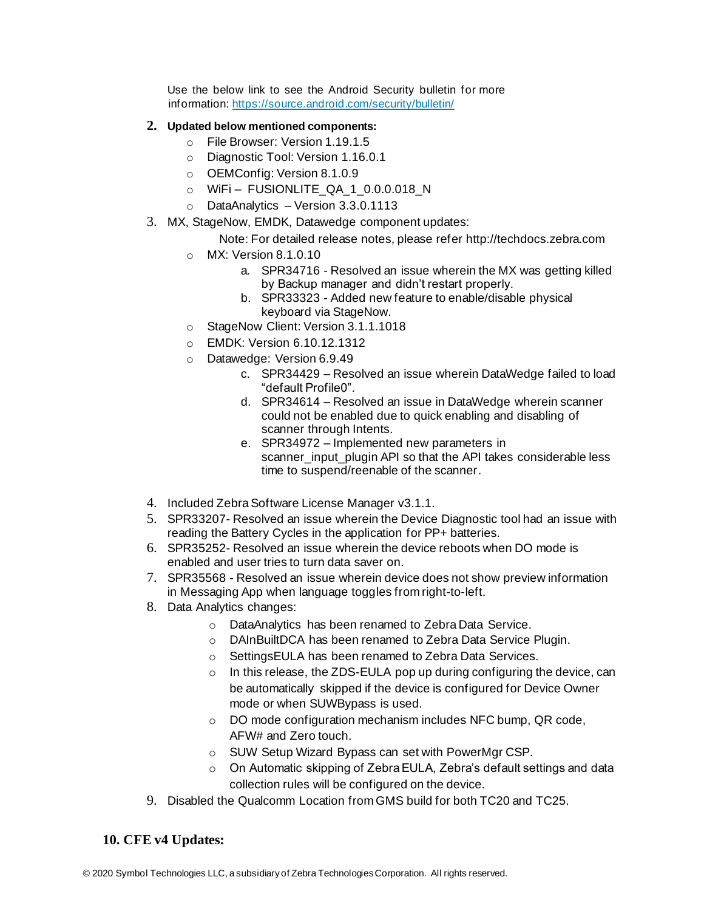Use the below link to see the Android Security bulletin for more information: https://source.android.com/security/bulletin/

2. **Updated below mentioned components:**
    - File Browser: Version 1.19.1.5
    - Diagnostic Tool: Version 1.16.0.1
    - OEMConfig: Version 8.1.0.9
    - WiFi – FUSIONLITE_QA_1_0.0.0.018_N
    - DataAnalytics – Version 3.3.0.1113
3. MX, StageNow, EMDK, Datawedge component updates:

    Note: For detailed release notes, please refer http://techdocs.zebra.com

    - MX: Version 8.1.0.10
        a. SPR34716 - Resolved an issue wherein the MX was getting killed by Backup manager and didn't restart properly.
        b. SPR33323 - Added new feature to enable/disable physical keyboard via StageNow.
    - StageNow Client: Version 3.1.1.1018
    - EMDK: Version 6.10.12.1312
    - Datawedge: Version 6.9.49
        c. SPR34429 – Resolved an issue wherein DataWedge failed to load "default Profile0".
        d. SPR34614 – Resolved an issue in DataWedge wherein scanner could not be enabled due to quick enabling and disabling of scanner through Intents.
        e. SPR34972 – Implemented new parameters in scanner_input_plugin API so that the API takes considerable less time to suspend/reenable of the scanner.

4. Included Zebra Software License Manager v3.1.1.
5. SPR33207- Resolved an issue wherein the Device Diagnostic tool had an issue with reading the Battery Cycles in the application for PP+ batteries.
6. SPR35252- Resolved an issue wherein the device reboots when DO mode is enabled and user tries to turn data saver on.
7. SPR35568 - Resolved an issue wherein device does not show preview information in Messaging App when language toggles from right-to-left.
8. Data Analytics changes:
    - DataAnalytics has been renamed to Zebra Data Service.
    - DAInBuiltDCA has been renamed to Zebra Data Service Plugin.
    - SettingsEULA has been renamed to Zebra Data Services.
    - In this release, the ZDS-EULA pop up during configuring the device, can be automatically skipped if the device is configured for Device Owner mode or when SUWBypass is used.
    - DO mode configuration mechanism includes NFC bump, QR code, AFW# and Zero touch.
    - SUW Setup Wizard Bypass can set with PowerMgr CSP.
    - On Automatic skipping of Zebra EULA, Zebra's default settings and data collection rules will be configured on the device.
9. Disabled the Qualcomm Location from GMS build for both TC20 and TC25.

## 10. CFE v4 Updates: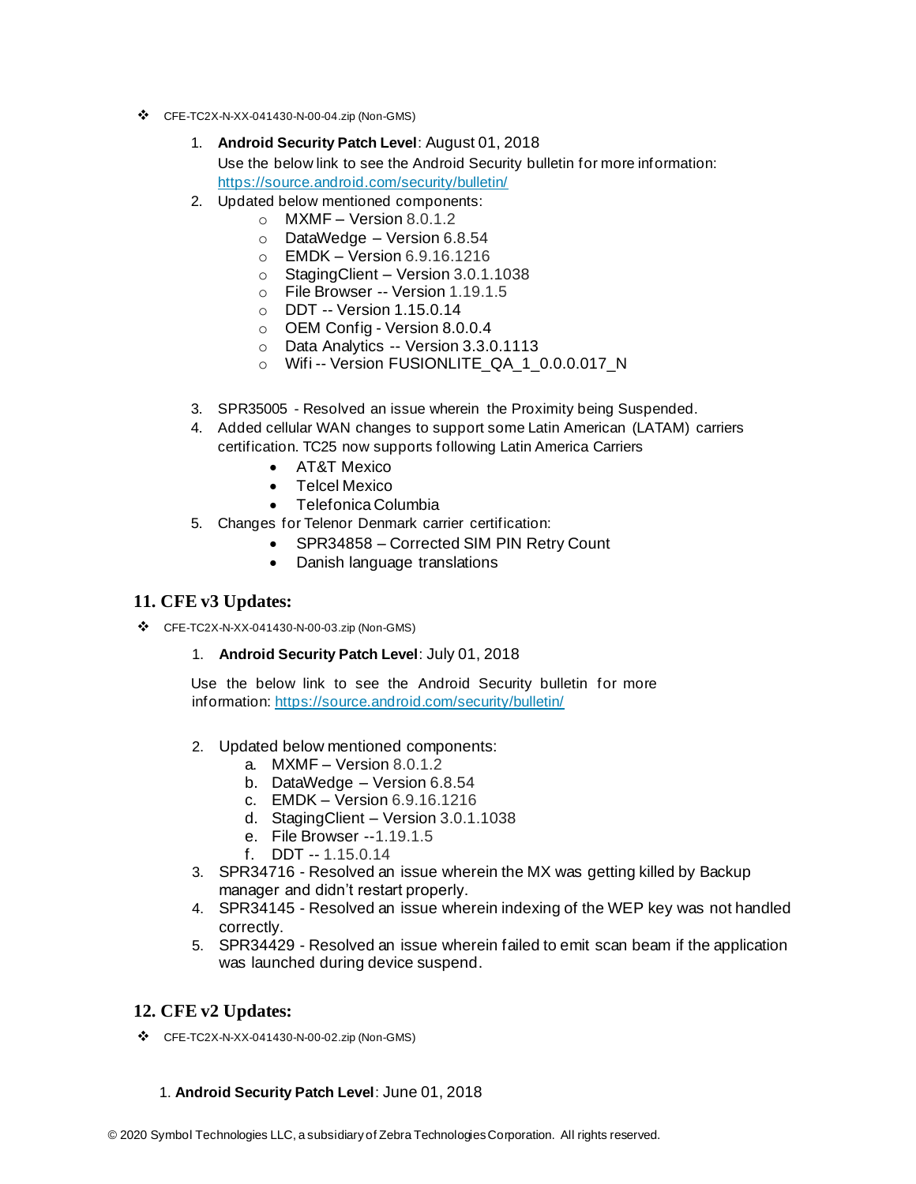- CFE-TC2X-N-XX-041430-N-00-04.zip (Non-GMS)

    1. **Android Security Patch Level**: August 01, 2018
       Use the below link to see the Android Security bulletin for more information: https://source.android.com/security/bulletin/
    2. Updated below mentioned components:
        - MXMF – Version 8.0.1.2
        - DataWedge – Version 6.8.54
        - EMDK – Version 6.9.16.1216
        - StagingClient – Version 3.0.1.1038
        - File Browser -- Version 1.19.1.5
        - DDT -- Version 1.15.0.14
        - OEM Config - Version 8.0.0.4
        - Data Analytics -- Version 3.3.0.1113
        - Wifi -- Version FUSIONLITE_QA_1_0.0.0.017_N
    3. SPR35005 - Resolved an issue wherein the Proximity being Suspended.
    4. Added cellular WAN changes to support some Latin American (LATAM) carriers certification. TC25 now supports following Latin America Carriers
        - AT&T Mexico
        - Telcel Mexico
        - Telefonica Columbia
    5. Changes for Telenor Denmark carrier certification:
        - SPR34858 – Corrected SIM PIN Retry Count
        - Danish language translations

## 11. CFE v3 Updates:

- CFE-TC2X-N-XX-041430-N-00-03.zip (Non-GMS)

    1. **Android Security Patch Level**: July 01, 2018

       Use the below link to see the Android Security bulletin for more information: https://source.android.com/security/bulletin/

    2. Updated below mentioned components:
        a. MXMF – Version 8.0.1.2
        b. DataWedge – Version 6.8.54
        c. EMDK – Version 6.9.16.1216
        d. StagingClient – Version 3.0.1.1038
        e. File Browser --1.19.1.5
        f. DDT -- 1.15.0.14
    3. SPR34716 - Resolved an issue wherein the MX was getting killed by Backup manager and didn't restart properly.
    4. SPR34145 - Resolved an issue wherein indexing of the WEP key was not handled correctly.
    5. SPR34429 - Resolved an issue wherein failed to emit scan beam if the application was launched during device suspend.

## 12. CFE v2 Updates:

- CFE-TC2X-N-XX-041430-N-00-02.zip (Non-GMS)

    1. **Android Security Patch Level**: June 01, 2018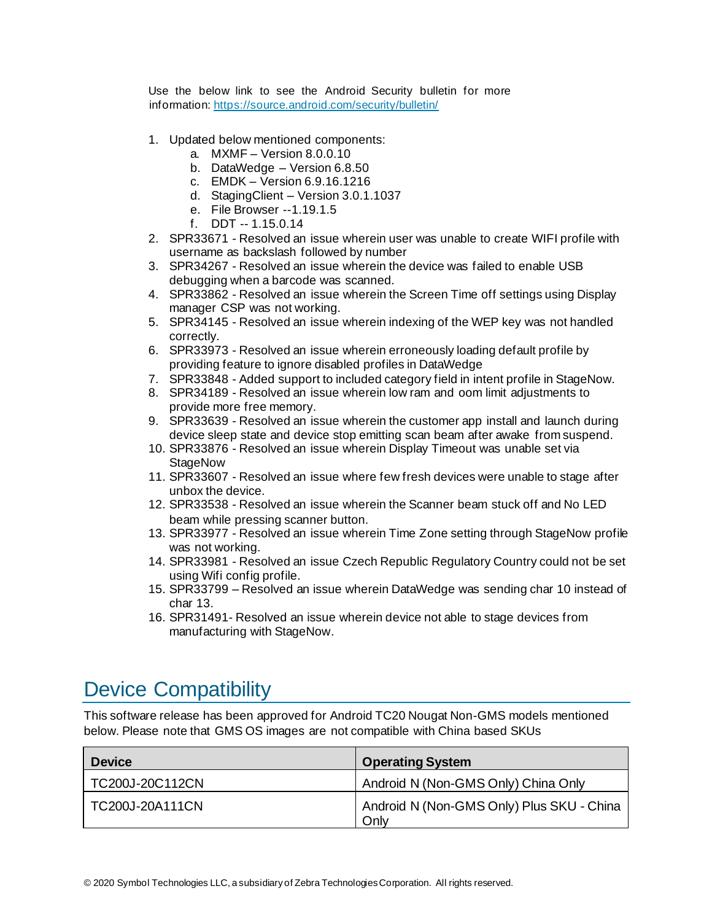Use the below link to see the Android Security bulletin for more information: https://source.android.com/security/bulletin/

1. Updated below mentioned components:
   a. MXMF – Version 8.0.0.10
   b. DataWedge – Version 6.8.50
   c. EMDK – Version 6.9.16.1216
   d. StagingClient – Version 3.0.1.1037
   e. File Browser --1.19.1.5
   f. DDT -- 1.15.0.14
2. SPR33671 - Resolved an issue wherein user was unable to create WIFI profile with username as backslash followed by number
3. SPR34267 - Resolved an issue wherein the device was failed to enable USB debugging when a barcode was scanned.
4. SPR33862 - Resolved an issue wherein the Screen Time off settings using Display manager CSP was not working.
5. SPR34145 - Resolved an issue wherein indexing of the WEP key was not handled correctly.
6. SPR33973 - Resolved an issue wherein erroneously loading default profile by providing feature to ignore disabled profiles in DataWedge
7. SPR33848 - Added support to included category field in intent profile in StageNow.
8. SPR34189 - Resolved an issue wherein low ram and oom limit adjustments to provide more free memory.
9. SPR33639 - Resolved an issue wherein the customer app install and launch during device sleep state and device stop emitting scan beam after awake from suspend.
10. SPR33876 - Resolved an issue wherein Display Timeout was unable set via StageNow
11. SPR33607 - Resolved an issue where few fresh devices were unable to stage after unbox the device.
12. SPR33538 - Resolved an issue wherein the Scanner beam stuck off and No LED beam while pressing scanner button.
13. SPR33977 - Resolved an issue wherein Time Zone setting through StageNow profile was not working.
14. SPR33981 - Resolved an issue Czech Republic Regulatory Country could not be set using Wifi config profile.
15. SPR33799 – Resolved an issue wherein DataWedge was sending char 10 instead of char 13.
16. SPR31491- Resolved an issue wherein device not able to stage devices from manufacturing with StageNow.

# Device Compatibility

This software release has been approved for Android TC20 Nougat Non-GMS models mentioned below. Please note that GMS OS images are not compatible with China based SKUs

| Device | Operating System |
|---|---|
| TC200J-20C112CN | Android N (Non-GMS Only) China Only |
| TC200J-20A111CN | Android N (Non-GMS Only) Plus SKU - China Only |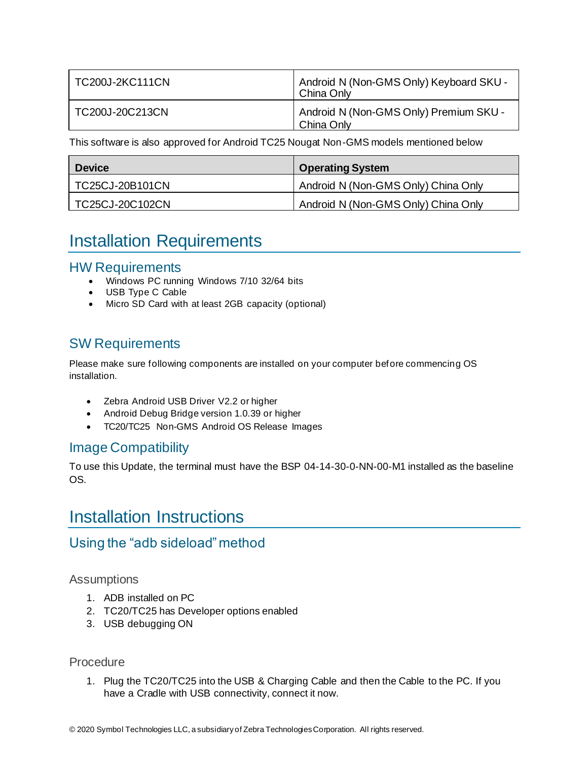| TC200J-2KC111CN | Android N (Non-GMS Only) Keyboard SKU - China Only |
|---|---|
| TC200J-20C213CN | Android N (Non-GMS Only) Premium SKU - China Only |

This software is also approved for Android TC25 Nougat Non-GMS models mentioned below

| Device | Operating System |
|---|---|
| TC25CJ-20B101CN | Android N (Non-GMS Only) China Only |
| TC25CJ-20C102CN | Android N (Non-GMS Only) China Only |

# Installation Requirements

## HW Requirements

- Windows PC running Windows 7/10 32/64 bits
- USB Type C Cable
- Micro SD Card with at least 2GB capacity (optional)

## SW Requirements

Please make sure following components are installed on your computer before commencing OS installation.

- Zebra Android USB Driver V2.2 or higher
- Android Debug Bridge version 1.0.39 or higher
- TC20/TC25 Non-GMS Android OS Release Images

## Image Compatibility

To use this Update, the terminal must have the BSP 04-14-30-0-NN-00-M1 installed as the baseline OS.

# Installation Instructions

## Using the "adb sideload" method

### Assumptions

1. ADB installed on PC
2. TC20/TC25 has Developer options enabled
3. USB debugging ON

### Procedure

1. Plug the TC20/TC25 into the USB & Charging Cable and then the Cable to the PC. If you have a Cradle with USB connectivity, connect it now.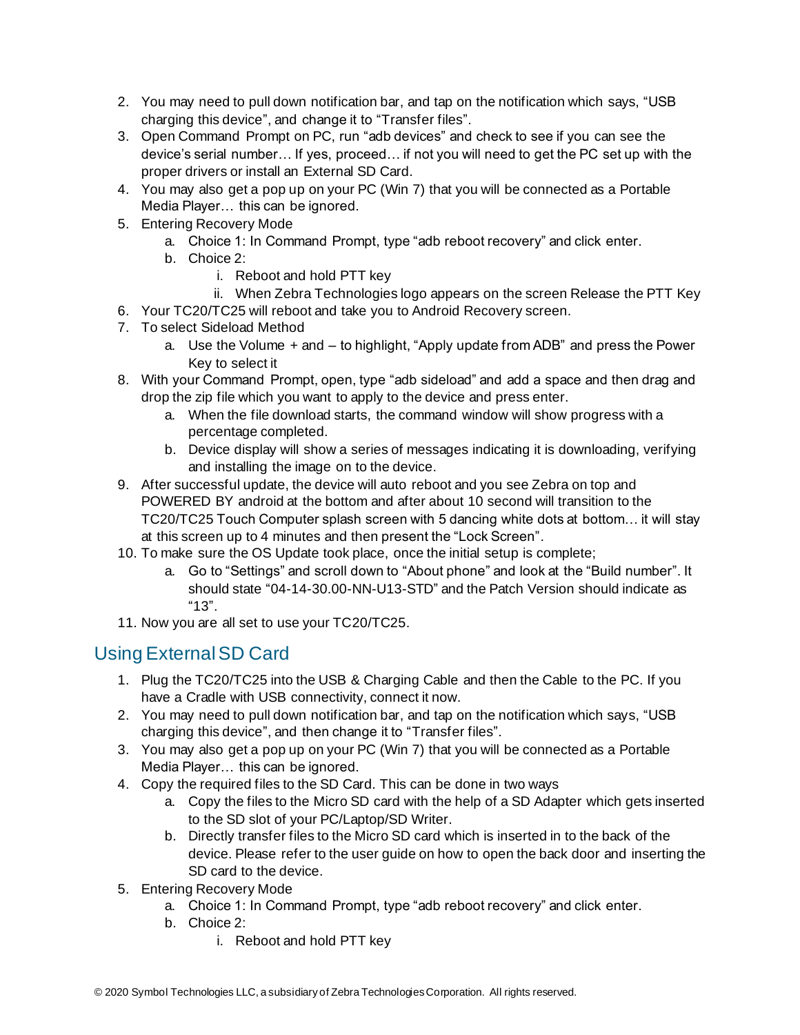2. You may need to pull down notification bar, and tap on the notification which says, "USB charging this device", and change it to "Transfer files".
3. Open Command Prompt on PC, run "adb devices" and check to see if you can see the device's serial number… If yes, proceed… if not you will need to get the PC set up with the proper drivers or install an External SD Card.
4. You may also get a pop up on your PC (Win 7) that you will be connected as a Portable Media Player… this can be ignored.
5. Entering Recovery Mode
    a. Choice 1: In Command Prompt, type "adb reboot recovery" and click enter.
    b. Choice 2:
        i. Reboot and hold PTT key
        ii. When Zebra Technologies logo appears on the screen Release the PTT Key
6. Your TC20/TC25 will reboot and take you to Android Recovery screen.
7. To select Sideload Method
    a. Use the Volume + and – to highlight, "Apply update from ADB" and press the Power Key to select it
8. With your Command Prompt, open, type "adb sideload" and add a space and then drag and drop the zip file which you want to apply to the device and press enter.
    a. When the file download starts, the command window will show progress with a percentage completed.
    b. Device display will show a series of messages indicating it is downloading, verifying and installing the image on to the device.
9. After successful update, the device will auto reboot and you see Zebra on top and POWERED BY android at the bottom and after about 10 second will transition to the TC20/TC25 Touch Computer splash screen with 5 dancing white dots at bottom… it will stay at this screen up to 4 minutes and then present the "Lock Screen".
10. To make sure the OS Update took place, once the initial setup is complete;
    a. Go to "Settings" and scroll down to "About phone" and look at the "Build number". It should state "04-14-30.00-NN-U13-STD" and the Patch Version should indicate as "13".
11. Now you are all set to use your TC20/TC25.

## Using External SD Card

1. Plug the TC20/TC25 into the USB & Charging Cable and then the Cable to the PC. If you have a Cradle with USB connectivity, connect it now.
2. You may need to pull down notification bar, and tap on the notification which says, "USB charging this device", and then change it to "Transfer files".
3. You may also get a pop up on your PC (Win 7) that you will be connected as a Portable Media Player… this can be ignored.
4. Copy the required files to the SD Card. This can be done in two ways
    a. Copy the files to the Micro SD card with the help of a SD Adapter which gets inserted to the SD slot of your PC/Laptop/SD Writer.
    b. Directly transfer files to the Micro SD card which is inserted in to the back of the device. Please refer to the user guide on how to open the back door and inserting the SD card to the device.
5. Entering Recovery Mode
    a. Choice 1: In Command Prompt, type "adb reboot recovery" and click enter.
    b. Choice 2:
        i. Reboot and hold PTT key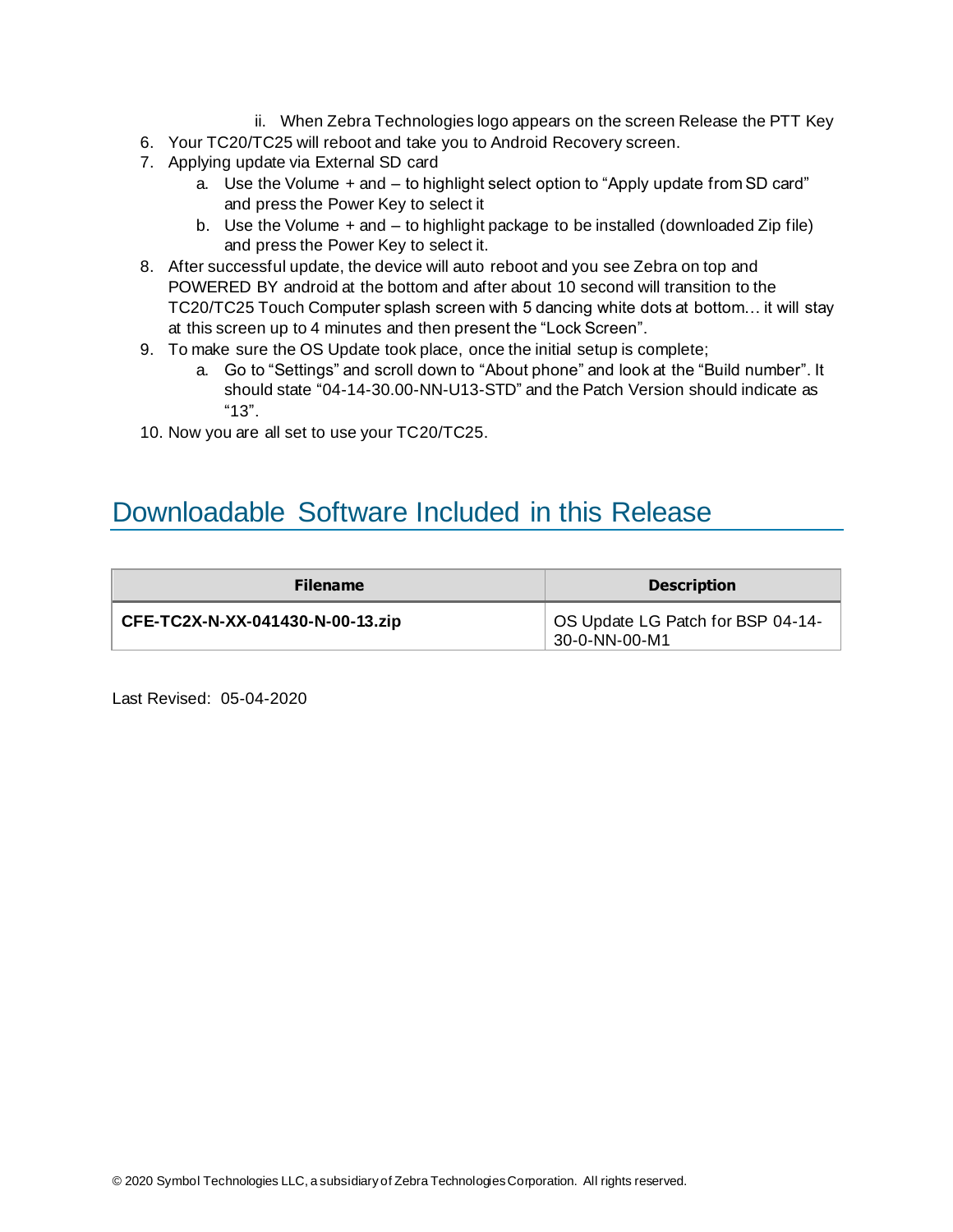ii. When Zebra Technologies logo appears on the screen Release the PTT Key

6. Your TC20/TC25 will reboot and take you to Android Recovery screen.
7. Applying update via External SD card
   a. Use the Volume + and – to highlight select option to “Apply update from SD card” and press the Power Key to select it
   b. Use the Volume + and – to highlight package to be installed (downloaded Zip file) and press the Power Key to select it.
8. After successful update, the device will auto reboot and you see Zebra on top and POWERED BY android at the bottom and after about 10 second will transition to the TC20/TC25 Touch Computer splash screen with 5 dancing white dots at bottom… it will stay at this screen up to 4 minutes and then present the “Lock Screen”.
9. To make sure the OS Update took place, once the initial setup is complete;
   a. Go to “Settings” and scroll down to “About phone” and look at the “Build number”. It should state “04-14-30.00-NN-U13-STD” and the Patch Version should indicate as “13”.
10. Now you are all set to use your TC20/TC25.

# Downloadable Software Included in this Release

| Filename | Description |
| --- | --- |
| **CFE-TC2X-N-XX-041430-N-00-13.zip** | OS Update LG Patch for BSP 04-14-30-0-NN-00-M1 |

Last Revised: 05-04-2020

© 2020 Symbol Technologies LLC, a subsidiary of Zebra Technologies Corporation. All rights reserved.